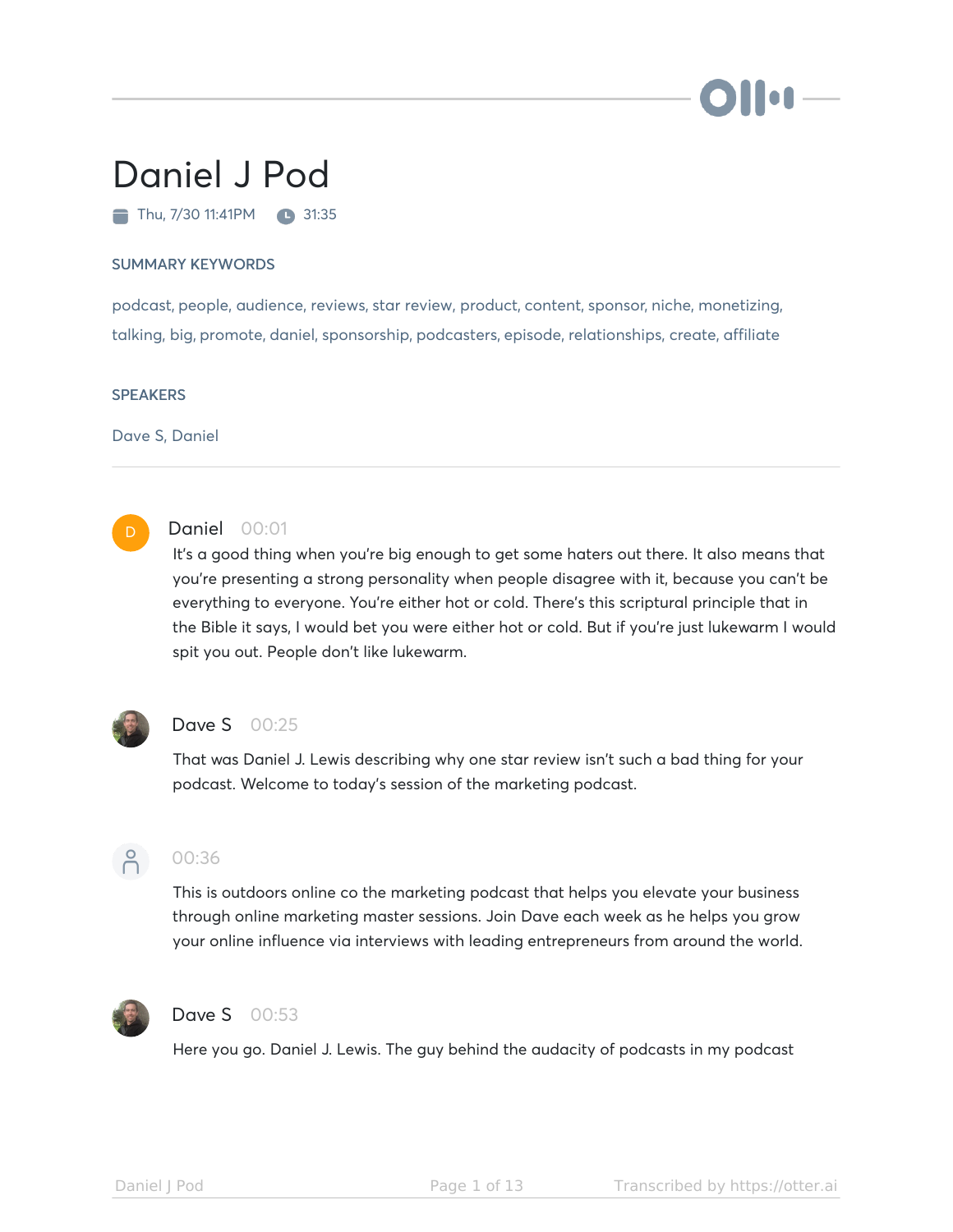# Daniel J Pod

Thu, 7/30 11:41PM  31:35

## SUMMARY KEYWORDS

podcast, people, audience, reviews, star review, product, content, sponsor, niche, monetizing, talking, big, promote, daniel, sponsorship, podcasters, episode, relationships, create, affiliate

## SPEAKERS

Dave S, Daniel

---

**Daniel** 00:01

It's a good thing when you're big enough to get some haters out there. It also means that you're presenting a strong personality when people disagree with it, because you can't be everything to everyone. You're either hot or cold. There's this scriptural principle that in the Bible it says, I would bet you were either hot or cold. But if you're just lukewarm I would spit you out. People don't like lukewarm.

**Dave S** 00:25

That was Daniel J. Lewis describing why one star review isn't such a bad thing for your podcast. Welcome to today's session of the marketing podcast.

00:36

This is outdoors online co the marketing podcast that helps you elevate your business through online marketing master sessions. Join Dave each week as he helps you grow your online influence via interviews with leading entrepreneurs from around the world.

**Dave S** 00:53

Here you go. Daniel J. Lewis. The guy behind the audacity of podcasts in my podcast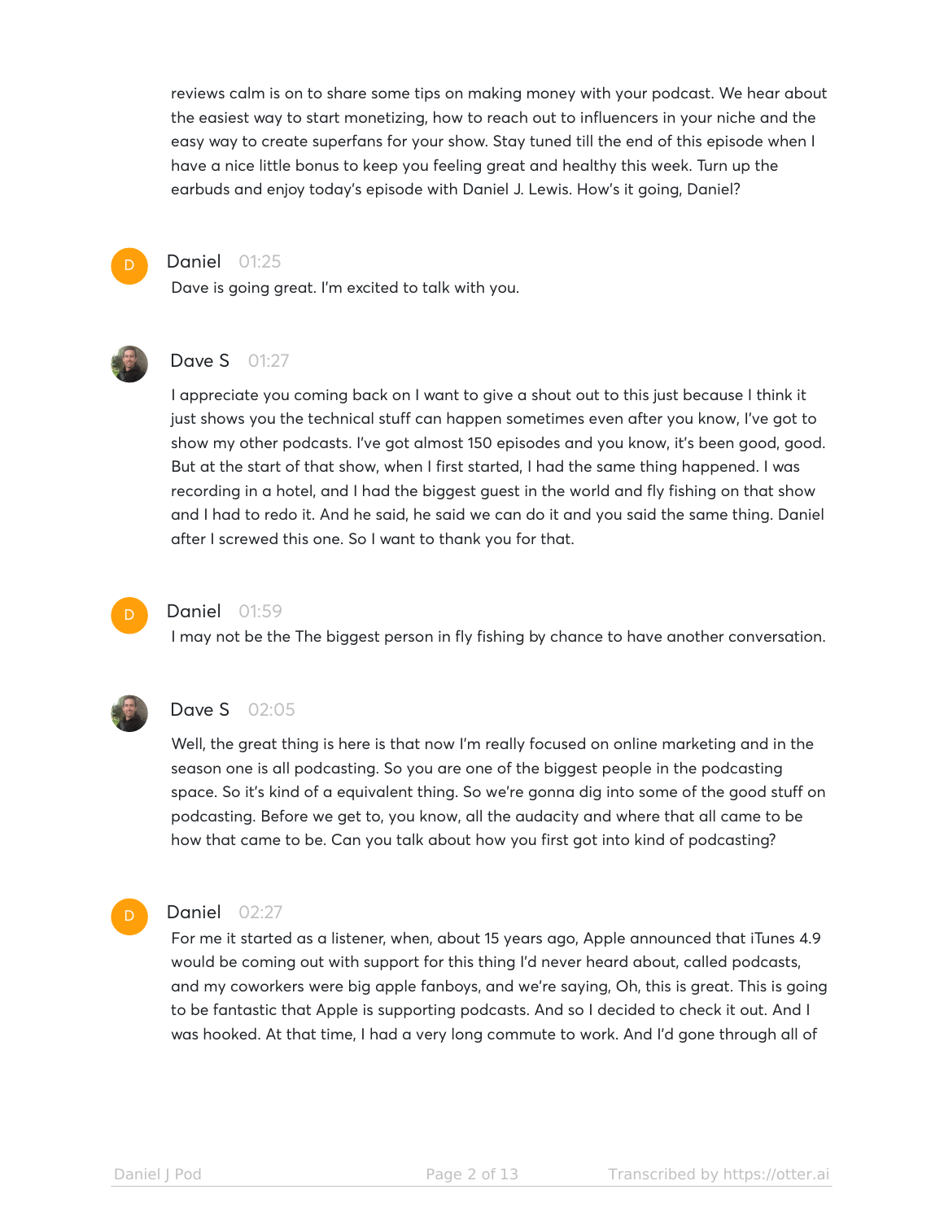reviews calm is on to share some tips on making money with your podcast. We hear about the easiest way to start monetizing, how to reach out to influencers in your niche and the easy way to create superfans for your show. Stay tuned till the end of this episode when I have a nice little bonus to keep you feeling great and healthy this week. Turn up the earbuds and enjoy today's episode with Daniel J. Lewis. How's it going, Daniel?

**Daniel** 01:25

Dave is going great. I'm excited to talk with you.

**Dave S** 01:27

I appreciate you coming back on I want to give a shout out to this just because I think it just shows you the technical stuff can happen sometimes even after you know, I've got to show my other podcasts. I've got almost 150 episodes and you know, it's been good, good. But at the start of that show, when I first started, I had the same thing happened. I was recording in a hotel, and I had the biggest guest in the world and fly fishing on that show and I had to redo it. And he said, he said we can do it and you said the same thing. Daniel after I screwed this one. So I want to thank you for that.

**Daniel** 01:59

I may not be the The biggest person in fly fishing by chance to have another conversation.

**Dave S** 02:05

Well, the great thing is here is that now I'm really focused on online marketing and in the season one is all podcasting. So you are one of the biggest people in the podcasting space. So it's kind of a equivalent thing. So we're gonna dig into some of the good stuff on podcasting. Before we get to, you know, all the audacity and where that all came to be how that came to be. Can you talk about how you first got into kind of podcasting?

**Daniel** 02:27

For me it started as a listener, when, about 15 years ago, Apple announced that iTunes 4.9 would be coming out with support for this thing I'd never heard about, called podcasts, and my coworkers were big apple fanboys, and we're saying, Oh, this is great. This is going to be fantastic that Apple is supporting podcasts. And so I decided to check it out. And I was hooked. At that time, I had a very long commute to work. And I'd gone through all of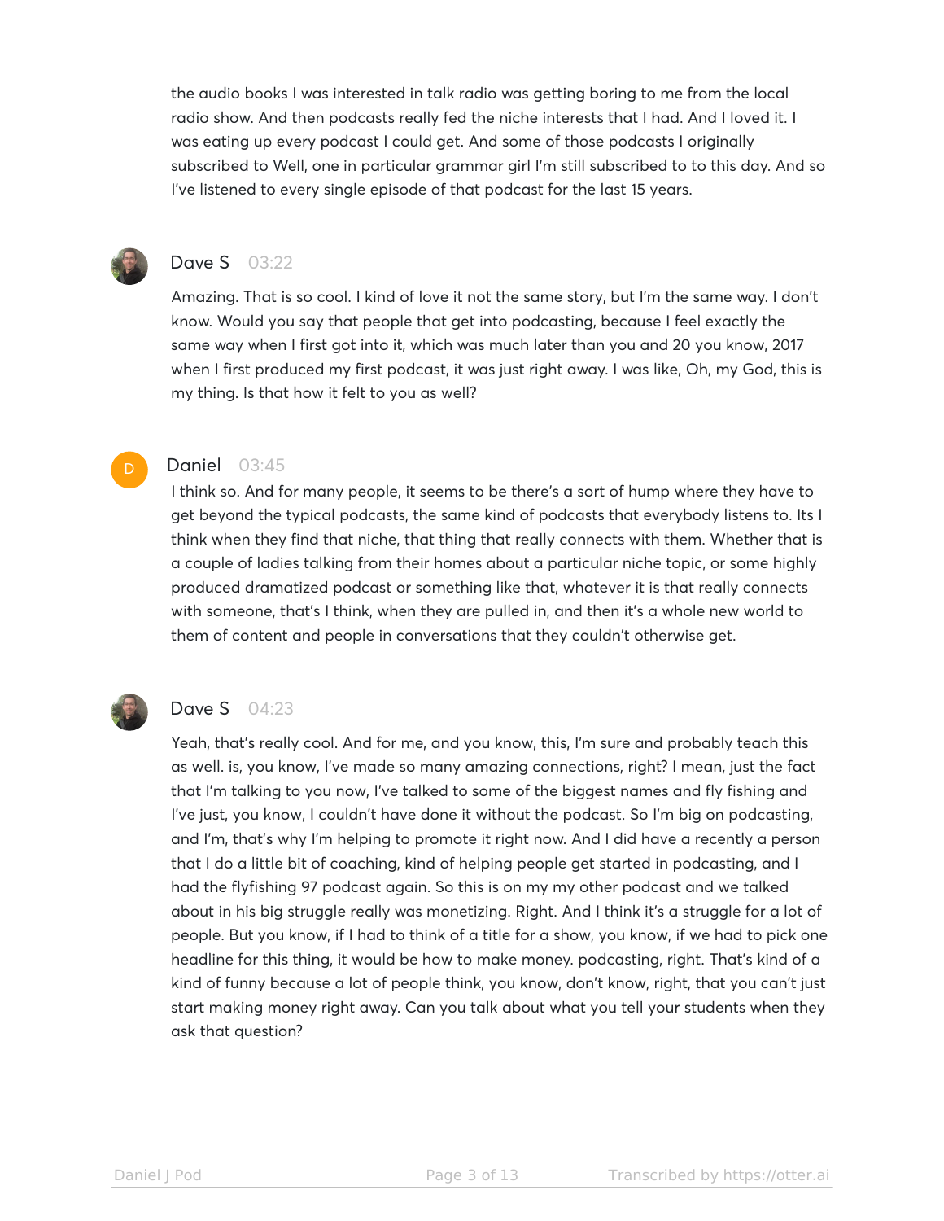the audio books I was interested in talk radio was getting boring to me from the local radio show. And then podcasts really fed the niche interests that I had. And I loved it. I was eating up every podcast I could get. And some of those podcasts I originally subscribed to Well, one in particular grammar girl I'm still subscribed to to this day. And so I've listened to every single episode of that podcast for the last 15 years.

**Dave S** 03:22

Amazing. That is so cool. I kind of love it not the same story, but I'm the same way. I don't know. Would you say that people that get into podcasting, because I feel exactly the same way when I first got into it, which was much later than you and 20 you know, 2017 when I first produced my first podcast, it was just right away. I was like, Oh, my God, this is my thing. Is that how it felt to you as well?

**Daniel** 03:45

I think so. And for many people, it seems to be there's a sort of hump where they have to get beyond the typical podcasts, the same kind of podcasts that everybody listens to. Its I think when they find that niche, that thing that really connects with them. Whether that is a couple of ladies talking from their homes about a particular niche topic, or some highly produced dramatized podcast or something like that, whatever it is that really connects with someone, that's I think, when they are pulled in, and then it's a whole new world to them of content and people in conversations that they couldn't otherwise get.

**Dave S** 04:23

Yeah, that's really cool. And for me, and you know, this, I'm sure and probably teach this as well. is, you know, I've made so many amazing connections, right? I mean, just the fact that I'm talking to you now, I've talked to some of the biggest names and fly fishing and I've just, you know, I couldn't have done it without the podcast. So I'm big on podcasting, and I'm, that's why I'm helping to promote it right now. And I did have a recently a person that I do a little bit of coaching, kind of helping people get started in podcasting, and I had the flyfishing 97 podcast again. So this is on my my other podcast and we talked about in his big struggle really was monetizing. Right. And I think it's a struggle for a lot of people. But you know, if I had to think of a title for a show, you know, if we had to pick one headline for this thing, it would be how to make money. podcasting, right. That's kind of a kind of funny because a lot of people think, you know, don't know, right, that you can't just start making money right away. Can you talk about what you tell your students when they ask that question?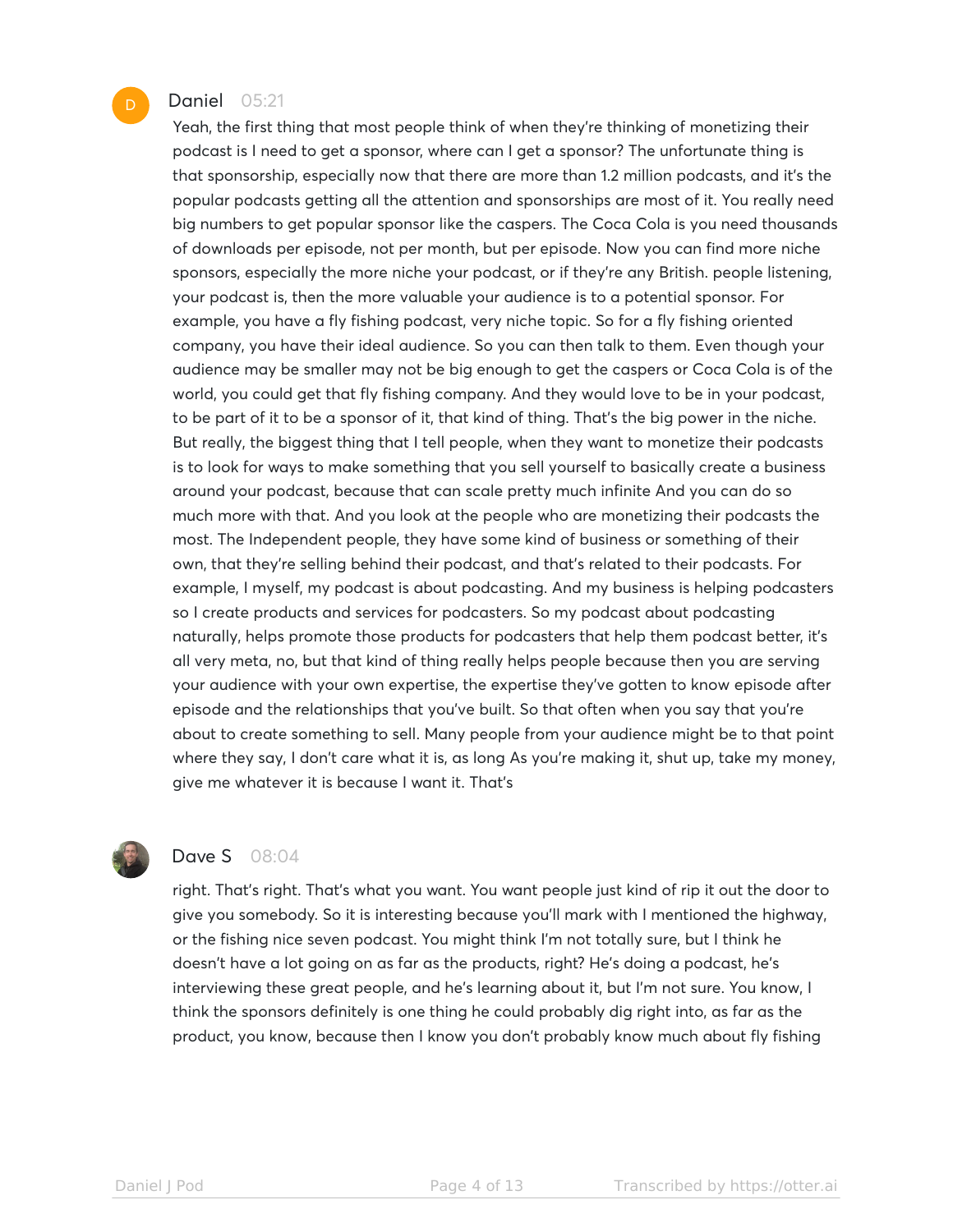**Daniel** 05:21

Yeah, the first thing that most people think of when they're thinking of monetizing their podcast is I need to get a sponsor, where can I get a sponsor? The unfortunate thing is that sponsorship, especially now that there are more than 1.2 million podcasts, and it's the popular podcasts getting all the attention and sponsorships are most of it. You really need big numbers to get popular sponsor like the caspers. The Coca Cola is you need thousands of downloads per episode, not per month, but per episode. Now you can find more niche sponsors, especially the more niche your podcast, or if they're any British. people listening, your podcast is, then the more valuable your audience is to a potential sponsor. For example, you have a fly fishing podcast, very niche topic. So for a fly fishing oriented company, you have their ideal audience. So you can then talk to them. Even though your audience may be smaller may not be big enough to get the caspers or Coca Cola is of the world, you could get that fly fishing company. And they would love to be in your podcast, to be part of it to be a sponsor of it, that kind of thing. That's the big power in the niche. But really, the biggest thing that I tell people, when they want to monetize their podcasts is to look for ways to make something that you sell yourself to basically create a business around your podcast, because that can scale pretty much infinite And you can do so much more with that. And you look at the people who are monetizing their podcasts the most. The Independent people, they have some kind of business or something of their own, that they're selling behind their podcast, and that's related to their podcasts. For example, I myself, my podcast is about podcasting. And my business is helping podcasters so I create products and services for podcasters. So my podcast about podcasting naturally, helps promote those products for podcasters that help them podcast better, it's all very meta, no, but that kind of thing really helps people because then you are serving your audience with your own expertise, the expertise they've gotten to know episode after episode and the relationships that you've built. So that often when you say that you're about to create something to sell. Many people from your audience might be to that point where they say, I don't care what it is, as long As you're making it, shut up, take my money, give me whatever it is because I want it. That's

**Dave S** 08:04

right. That's right. That's what you want. You want people just kind of rip it out the door to give you somebody. So it is interesting because you'll mark with I mentioned the highway, or the fishing nice seven podcast. You might think I'm not totally sure, but I think he doesn't have a lot going on as far as the products, right? He's doing a podcast, he's interviewing these great people, and he's learning about it, but I'm not sure. You know, I think the sponsors definitely is one thing he could probably dig right into, as far as the product, you know, because then I know you don't probably know much about fly fishing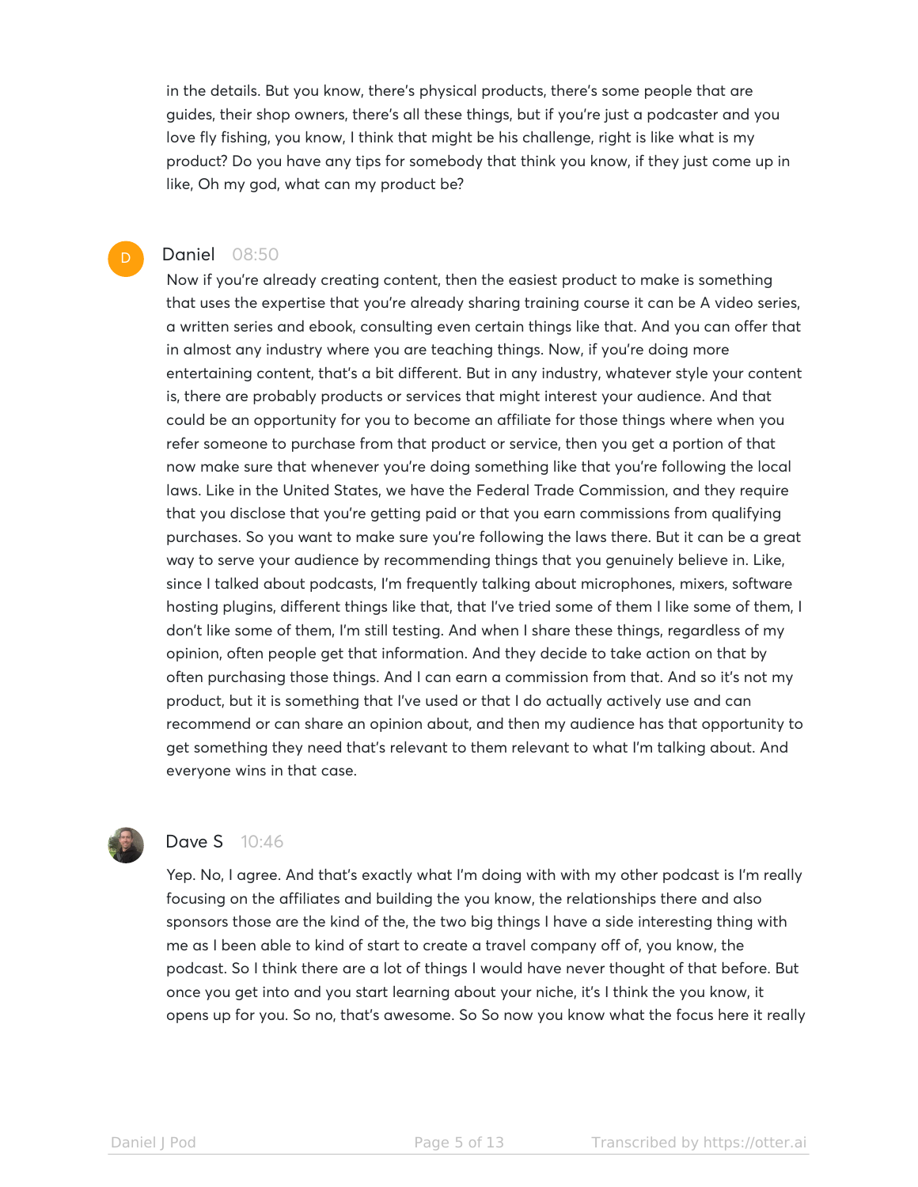in the details. But you know, there's physical products, there's some people that are guides, their shop owners, there's all these things, but if you're just a podcaster and you love fly fishing, you know, I think that might be his challenge, right is like what is my product? Do you have any tips for somebody that think you know, if they just come up in like, Oh my god, what can my product be?

**Daniel** 08:50

Now if you're already creating content, then the easiest product to make is something that uses the expertise that you're already sharing training course it can be A video series, a written series and ebook, consulting even certain things like that. And you can offer that in almost any industry where you are teaching things. Now, if you're doing more entertaining content, that's a bit different. But in any industry, whatever style your content is, there are probably products or services that might interest your audience. And that could be an opportunity for you to become an affiliate for those things where when you refer someone to purchase from that product or service, then you get a portion of that now make sure that whenever you're doing something like that you're following the local laws. Like in the United States, we have the Federal Trade Commission, and they require that you disclose that you're getting paid or that you earn commissions from qualifying purchases. So you want to make sure you're following the laws there. But it can be a great way to serve your audience by recommending things that you genuinely believe in. Like, since I talked about podcasts, I'm frequently talking about microphones, mixers, software hosting plugins, different things like that, that I've tried some of them I like some of them, I don't like some of them, I'm still testing. And when I share these things, regardless of my opinion, often people get that information. And they decide to take action on that by often purchasing those things. And I can earn a commission from that. And so it's not my product, but it is something that I've used or that I do actually actively use and can recommend or can share an opinion about, and then my audience has that opportunity to get something they need that's relevant to them relevant to what I'm talking about. And everyone wins in that case.

**Dave S** 10:46

Yep. No, I agree. And that's exactly what I'm doing with with my other podcast is I'm really focusing on the affiliates and building the you know, the relationships there and also sponsors those are the kind of the, the two big things I have a side interesting thing with me as I been able to kind of start to create a travel company off of, you know, the podcast. So I think there are a lot of things I would have never thought of that before. But once you get into and you start learning about your niche, it's I think the you know, it opens up for you. So no, that's awesome. So So now you know what the focus here it really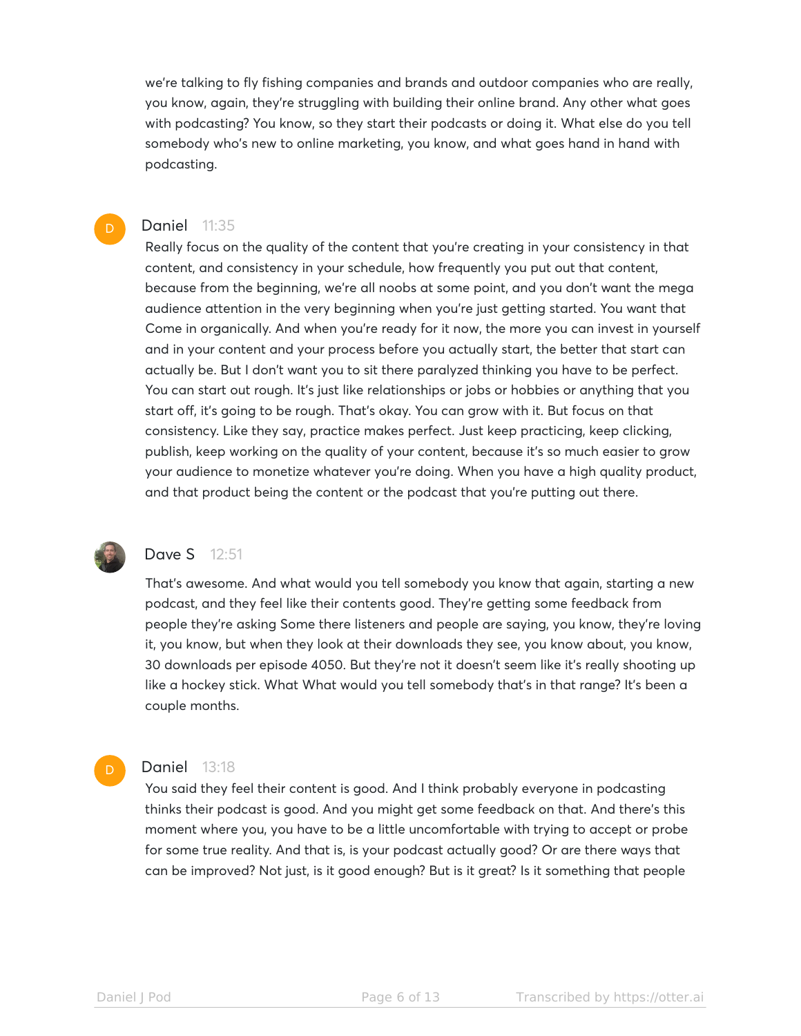we're talking to fly fishing companies and brands and outdoor companies who are really, you know, again, they're struggling with building their online brand. Any other what goes with podcasting? You know, so they start their podcasts or doing it. What else do you tell somebody who's new to online marketing, you know, and what goes hand in hand with podcasting.

**Daniel** 11:35

Really focus on the quality of the content that you're creating in your consistency in that content, and consistency in your schedule, how frequently you put out that content, because from the beginning, we're all noobs at some point, and you don't want the mega audience attention in the very beginning when you're just getting started. You want that Come in organically. And when you're ready for it now, the more you can invest in yourself and in your content and your process before you actually start, the better that start can actually be. But I don't want you to sit there paralyzed thinking you have to be perfect. You can start out rough. It's just like relationships or jobs or hobbies or anything that you start off, it's going to be rough. That's okay. You can grow with it. But focus on that consistency. Like they say, practice makes perfect. Just keep practicing, keep clicking, publish, keep working on the quality of your content, because it's so much easier to grow your audience to monetize whatever you're doing. When you have a high quality product, and that product being the content or the podcast that you're putting out there.

**Dave S** 12:51

That's awesome. And what would you tell somebody you know that again, starting a new podcast, and they feel like their contents good. They're getting some feedback from people they're asking Some there listeners and people are saying, you know, they're loving it, you know, but when they look at their downloads they see, you know about, you know, 30 downloads per episode 4050. But they're not it doesn't seem like it's really shooting up like a hockey stick. What What would you tell somebody that's in that range? It's been a couple months.

**Daniel** 13:18

You said they feel their content is good. And I think probably everyone in podcasting thinks their podcast is good. And you might get some feedback on that. And there's this moment where you, you have to be a little uncomfortable with trying to accept or probe for some true reality. And that is, is your podcast actually good? Or are there ways that can be improved? Not just, is it good enough? But is it great? Is it something that people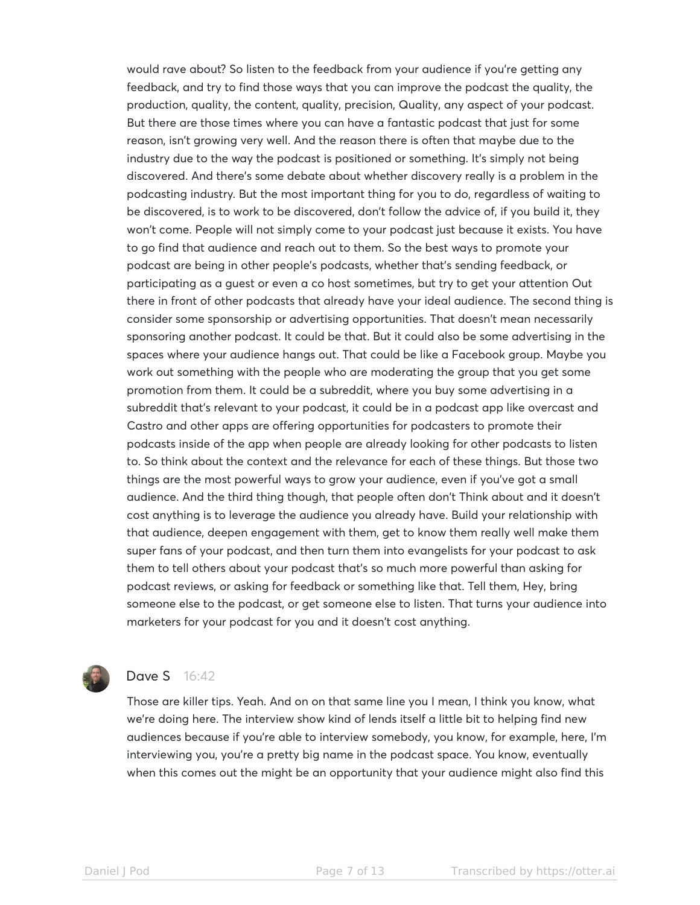would rave about? So listen to the feedback from your audience if you're getting any feedback, and try to find those ways that you can improve the podcast the quality, the production, quality, the content, quality, precision, Quality, any aspect of your podcast. But there are those times where you can have a fantastic podcast that just for some reason, isn't growing very well. And the reason there is often that maybe due to the industry due to the way the podcast is positioned or something. It's simply not being discovered. And there's some debate about whether discovery really is a problem in the podcasting industry. But the most important thing for you to do, regardless of waiting to be discovered, is to work to be discovered, don't follow the advice of, if you build it, they won't come. People will not simply come to your podcast just because it exists. You have to go find that audience and reach out to them. So the best ways to promote your podcast are being in other people's podcasts, whether that's sending feedback, or participating as a guest or even a co host sometimes, but try to get your attention Out there in front of other podcasts that already have your ideal audience. The second thing is consider some sponsorship or advertising opportunities. That doesn't mean necessarily sponsoring another podcast. It could be that. But it could also be some advertising in the spaces where your audience hangs out. That could be like a Facebook group. Maybe you work out something with the people who are moderating the group that you get some promotion from them. It could be a subreddit, where you buy some advertising in a subreddit that's relevant to your podcast, it could be in a podcast app like overcast and Castro and other apps are offering opportunities for podcasters to promote their podcasts inside of the app when people are already looking for other podcasts to listen to. So think about the context and the relevance for each of these things. But those two things are the most powerful ways to grow your audience, even if you've got a small audience. And the third thing though, that people often don't Think about and it doesn't cost anything is to leverage the audience you already have. Build your relationship with that audience, deepen engagement with them, get to know them really well make them super fans of your podcast, and then turn them into evangelists for your podcast to ask them to tell others about your podcast that's so much more powerful than asking for podcast reviews, or asking for feedback or something like that. Tell them, Hey, bring someone else to the podcast, or get someone else to listen. That turns your audience into marketers for your podcast for you and it doesn't cost anything.

**Dave S** 16:42

Those are killer tips. Yeah. And on on that same line you I mean, I think you know, what we're doing here. The interview show kind of lends itself a little bit to helping find new audiences because if you're able to interview somebody, you know, for example, here, I'm interviewing you, you're a pretty big name in the podcast space. You know, eventually when this comes out the might be an opportunity that your audience might also find this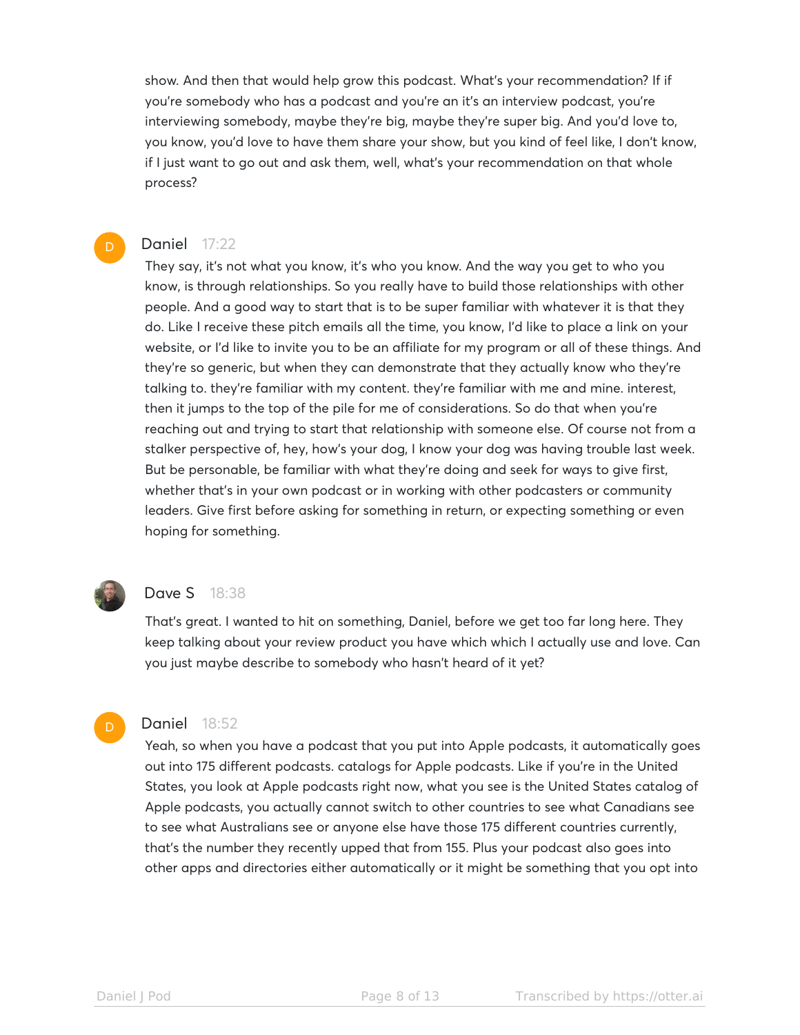show. And then that would help grow this podcast. What's your recommendation? If if you're somebody who has a podcast and you're an it's an interview podcast, you're interviewing somebody, maybe they're big, maybe they're super big. And you'd love to, you know, you'd love to have them share your show, but you kind of feel like, I don't know, if I just want to go out and ask them, well, what's your recommendation on that whole process?

**Daniel** 17:22

They say, it's not what you know, it's who you know. And the way you get to who you know, is through relationships. So you really have to build those relationships with other people. And a good way to start that is to be super familiar with whatever it is that they do. Like I receive these pitch emails all the time, you know, I'd like to place a link on your website, or I'd like to invite you to be an affiliate for my program or all of these things. And they're so generic, but when they can demonstrate that they actually know who they're talking to. they're familiar with my content. they're familiar with me and mine. interest, then it jumps to the top of the pile for me of considerations. So do that when you're reaching out and trying to start that relationship with someone else. Of course not from a stalker perspective of, hey, how's your dog, I know your dog was having trouble last week. But be personable, be familiar with what they're doing and seek for ways to give first, whether that's in your own podcast or in working with other podcasters or community leaders. Give first before asking for something in return, or expecting something or even hoping for something.

**Dave S** 18:38

That's great. I wanted to hit on something, Daniel, before we get too far long here. They keep talking about your review product you have which which I actually use and love. Can you just maybe describe to somebody who hasn't heard of it yet?

**Daniel** 18:52

Yeah, so when you have a podcast that you put into Apple podcasts, it automatically goes out into 175 different podcasts. catalogs for Apple podcasts. Like if you're in the United States, you look at Apple podcasts right now, what you see is the United States catalog of Apple podcasts, you actually cannot switch to other countries to see what Canadians see to see what Australians see or anyone else have those 175 different countries currently, that's the number they recently upped that from 155. Plus your podcast also goes into other apps and directories either automatically or it might be something that you opt into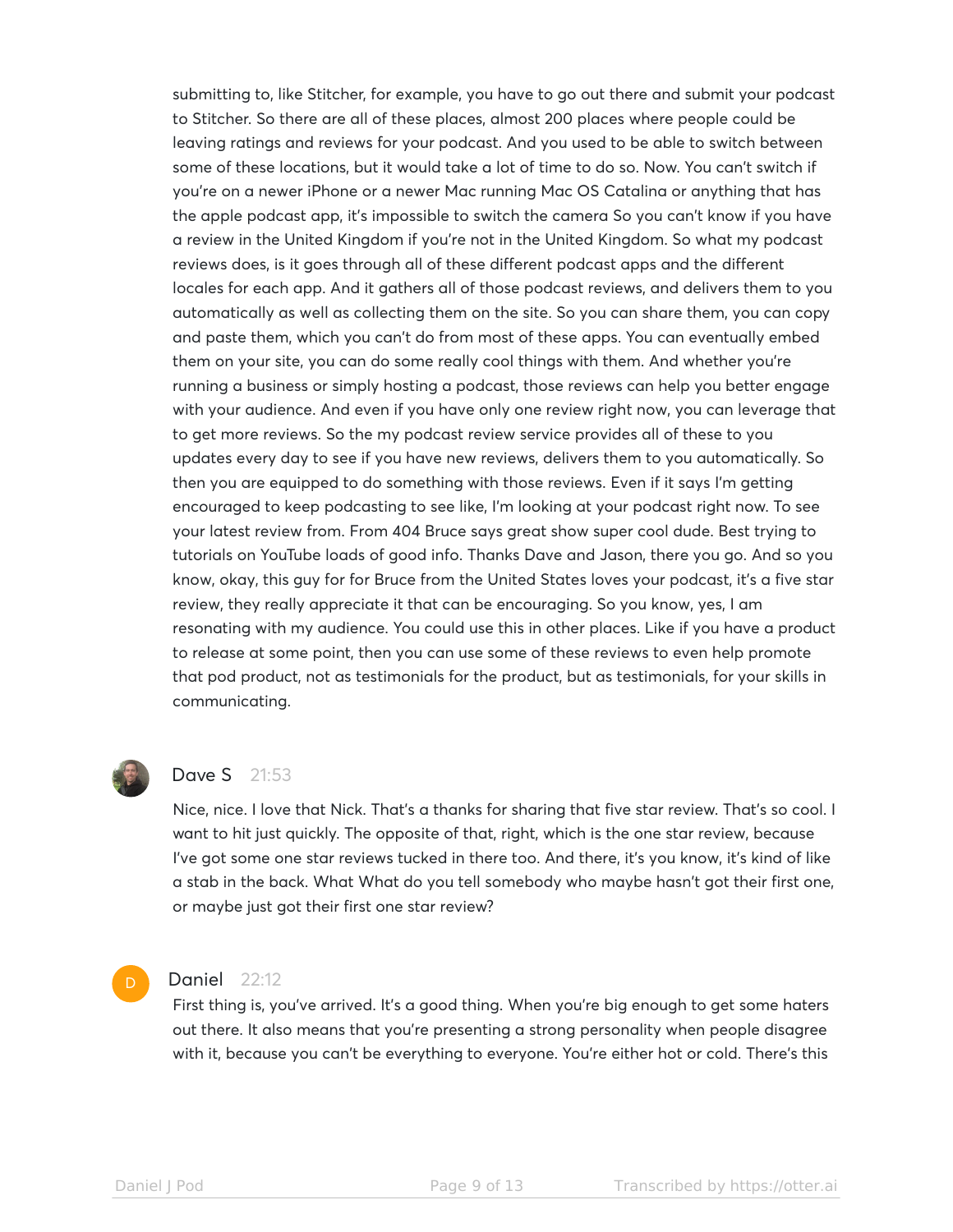submitting to, like Stitcher, for example, you have to go out there and submit your podcast to Stitcher. So there are all of these places, almost 200 places where people could be leaving ratings and reviews for your podcast. And you used to be able to switch between some of these locations, but it would take a lot of time to do so. Now. You can't switch if you're on a newer iPhone or a newer Mac running Mac OS Catalina or anything that has the apple podcast app, it's impossible to switch the camera So you can't know if you have a review in the United Kingdom if you're not in the United Kingdom. So what my podcast reviews does, is it goes through all of these different podcast apps and the different locales for each app. And it gathers all of those podcast reviews, and delivers them to you automatically as well as collecting them on the site. So you can share them, you can copy and paste them, which you can't do from most of these apps. You can eventually embed them on your site, you can do some really cool things with them. And whether you're running a business or simply hosting a podcast, those reviews can help you better engage with your audience. And even if you have only one review right now, you can leverage that to get more reviews. So the my podcast review service provides all of these to you updates every day to see if you have new reviews, delivers them to you automatically. So then you are equipped to do something with those reviews. Even if it says I'm getting encouraged to keep podcasting to see like, I'm looking at your podcast right now. To see your latest review from. From 404 Bruce says great show super cool dude. Best trying to tutorials on YouTube loads of good info. Thanks Dave and Jason, there you go. And so you know, okay, this guy for for Bruce from the United States loves your podcast, it's a five star review, they really appreciate it that can be encouraging. So you know, yes, I am resonating with my audience. You could use this in other places. Like if you have a product to release at some point, then you can use some of these reviews to even help promote that pod product, not as testimonials for the product, but as testimonials, for your skills in communicating.

**Dave S** 21:53

Nice, nice. I love that Nick. That's a thanks for sharing that five star review. That's so cool. I want to hit just quickly. The opposite of that, right, which is the one star review, because I've got some one star reviews tucked in there too. And there, it's you know, it's kind of like a stab in the back. What What do you tell somebody who maybe hasn't got their first one, or maybe just got their first one star review?

**Daniel** 22:12

First thing is, you've arrived. It's a good thing. When you're big enough to get some haters out there. It also means that you're presenting a strong personality when people disagree with it, because you can't be everything to everyone. You're either hot or cold. There's this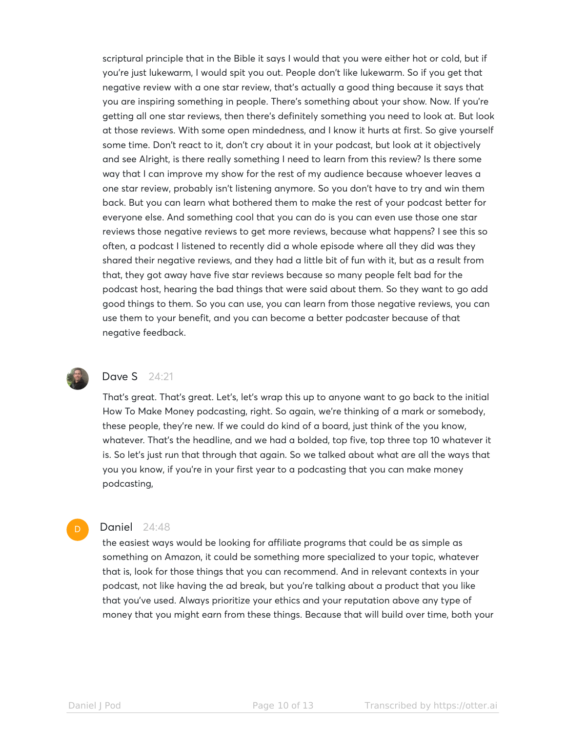scriptural principle that in the Bible it says I would that you were either hot or cold, but if you're just lukewarm, I would spit you out. People don't like lukewarm. So if you get that negative review with a one star review, that's actually a good thing because it says that you are inspiring something in people. There's something about your show. Now. If you're getting all one star reviews, then there's definitely something you need to look at. But look at those reviews. With some open mindedness, and I know it hurts at first. So give yourself some time. Don't react to it, don't cry about it in your podcast, but look at it objectively and see Alright, is there really something I need to learn from this review? Is there some way that I can improve my show for the rest of my audience because whoever leaves a one star review, probably isn't listening anymore. So you don't have to try and win them back. But you can learn what bothered them to make the rest of your podcast better for everyone else. And something cool that you can do is you can even use those one star reviews those negative reviews to get more reviews, because what happens? I see this so often, a podcast I listened to recently did a whole episode where all they did was they shared their negative reviews, and they had a little bit of fun with it, but as a result from that, they got away have five star reviews because so many people felt bad for the podcast host, hearing the bad things that were said about them. So they want to go add good things to them. So you can use, you can learn from those negative reviews, you can use them to your benefit, and you can become a better podcaster because of that negative feedback.

**Dave S** 24:21

That's great. That's great. Let's, let's wrap this up to anyone want to go back to the initial How To Make Money podcasting, right. So again, we're thinking of a mark or somebody, these people, they're new. If we could do kind of a board, just think of the you know, whatever. That's the headline, and we had a bolded, top five, top three top 10 whatever it is. So let's just run that through that again. So we talked about what are all the ways that you you know, if you're in your first year to a podcasting that you can make money podcasting,

**Daniel** 24:48

the easiest ways would be looking for affiliate programs that could be as simple as something on Amazon, it could be something more specialized to your topic, whatever that is, look for those things that you can recommend. And in relevant contexts in your podcast, not like having the ad break, but you're talking about a product that you like that you've used. Always prioritize your ethics and your reputation above any type of money that you might earn from these things. Because that will build over time, both your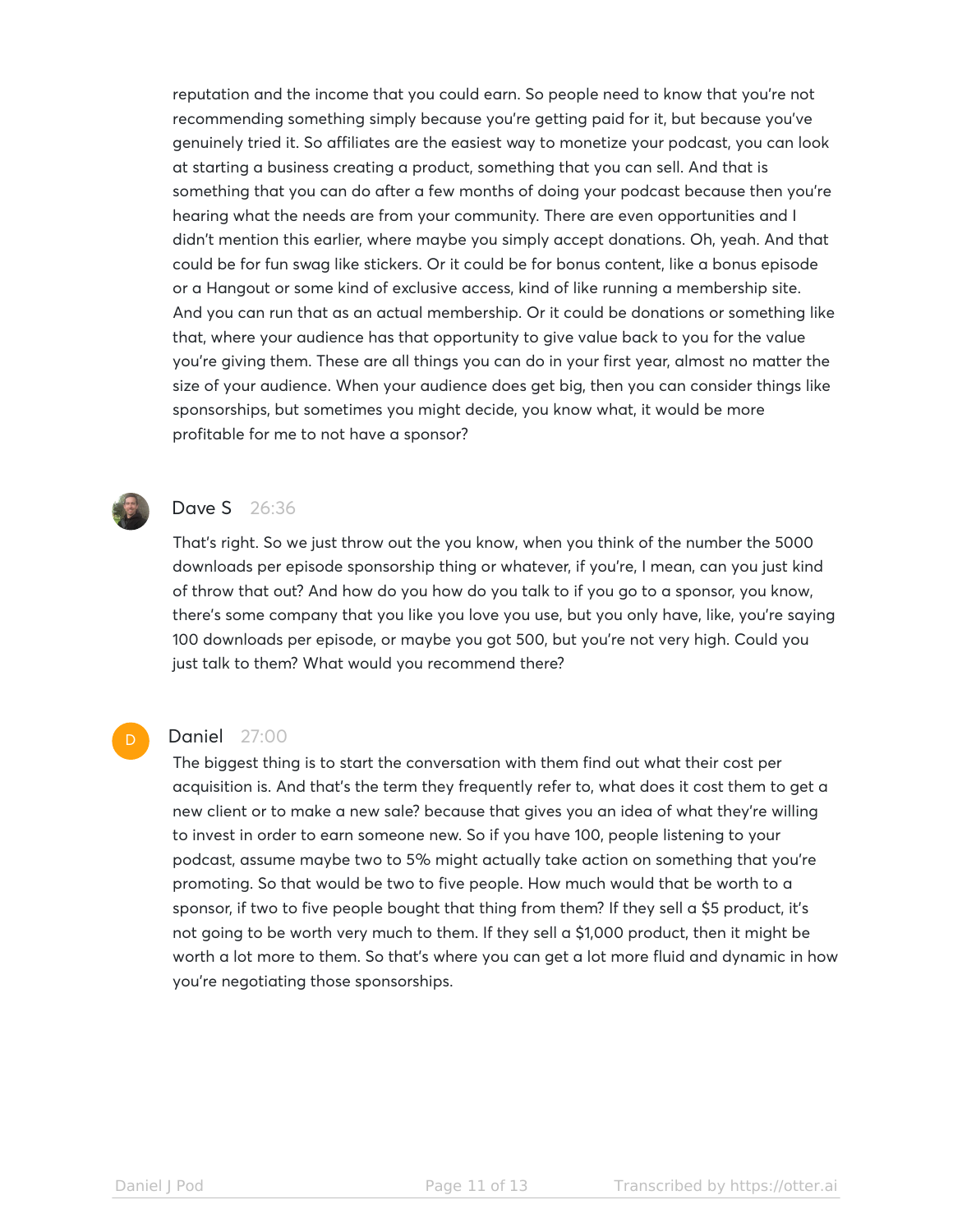reputation and the income that you could earn. So people need to know that you're not recommending something simply because you're getting paid for it, but because you've genuinely tried it. So affiliates are the easiest way to monetize your podcast, you can look at starting a business creating a product, something that you can sell. And that is something that you can do after a few months of doing your podcast because then you're hearing what the needs are from your community. There are even opportunities and I didn't mention this earlier, where maybe you simply accept donations. Oh, yeah. And that could be for fun swag like stickers. Or it could be for bonus content, like a bonus episode or a Hangout or some kind of exclusive access, kind of like running a membership site. And you can run that as an actual membership. Or it could be donations or something like that, where your audience has that opportunity to give value back to you for the value you're giving them. These are all things you can do in your first year, almost no matter the size of your audience. When your audience does get big, then you can consider things like sponsorships, but sometimes you might decide, you know what, it would be more profitable for me to not have a sponsor?

**Dave S** 26:36

That's right. So we just throw out the you know, when you think of the number the 5000 downloads per episode sponsorship thing or whatever, if you're, I mean, can you just kind of throw that out? And how do you how do you talk to if you go to a sponsor, you know, there's some company that you like you love you use, but you only have, like, you're saying 100 downloads per episode, or maybe you got 500, but you're not very high. Could you just talk to them? What would you recommend there?

**Daniel** 27:00

The biggest thing is to start the conversation with them find out what their cost per acquisition is. And that's the term they frequently refer to, what does it cost them to get a new client or to make a new sale? because that gives you an idea of what they're willing to invest in order to earn someone new. So if you have 100, people listening to your podcast, assume maybe two to 5% might actually take action on something that you're promoting. So that would be two to five people. How much would that be worth to a sponsor, if two to five people bought that thing from them? If they sell a $5 product, it's not going to be worth very much to them. If they sell a $1,000 product, then it might be worth a lot more to them. So that's where you can get a lot more fluid and dynamic in how you're negotiating those sponsorships.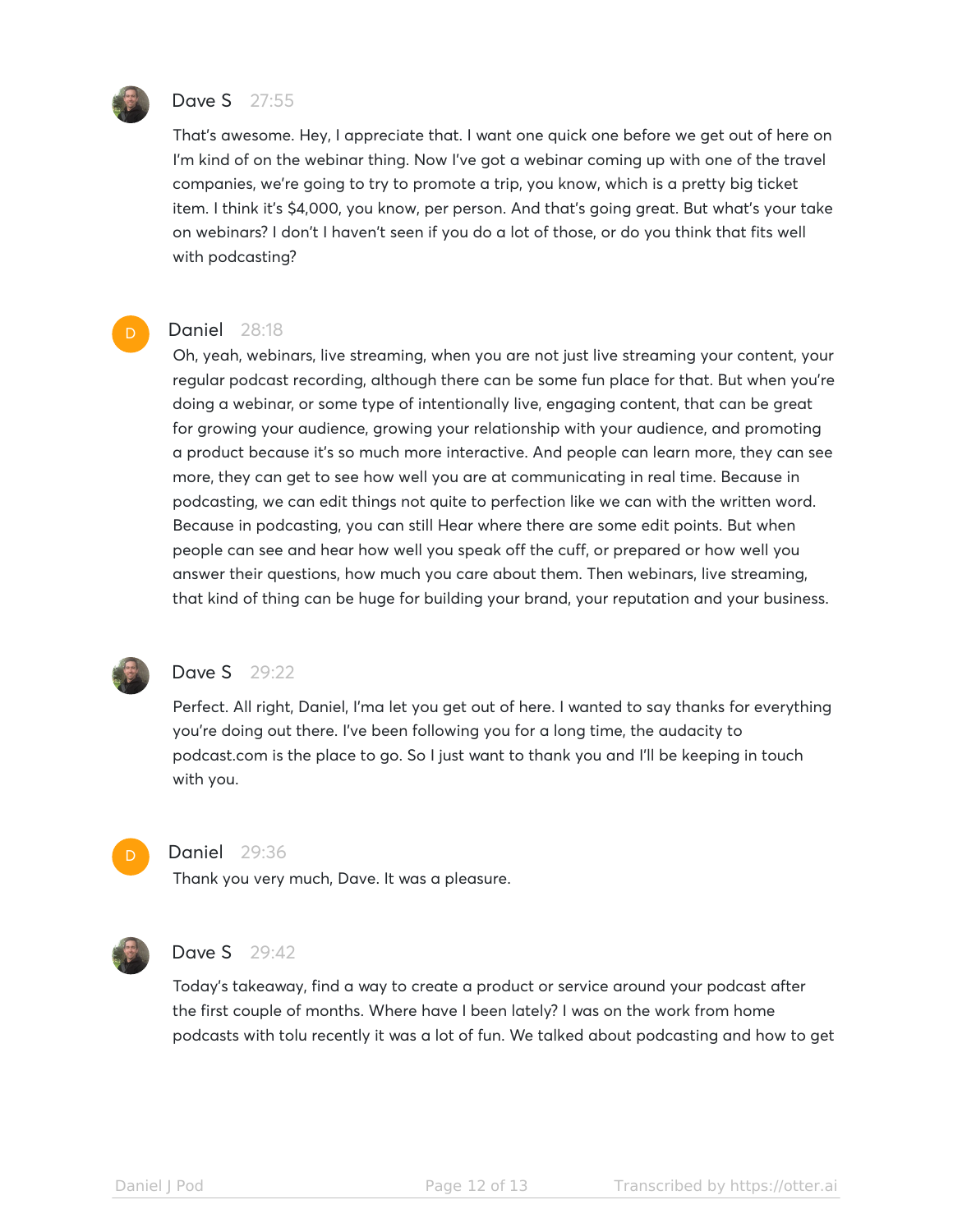**Dave S** 27:55

That's awesome. Hey, I appreciate that. I want one quick one before we get out of here on I'm kind of on the webinar thing. Now I've got a webinar coming up with one of the travel companies, we're going to try to promote a trip, you know, which is a pretty big ticket item. I think it's $4,000, you know, per person. And that's going great. But what's your take on webinars? I don't I haven't seen if you do a lot of those, or do you think that fits well with podcasting?

**Daniel** 28:18

Oh, yeah, webinars, live streaming, when you are not just live streaming your content, your regular podcast recording, although there can be some fun place for that. But when you're doing a webinar, or some type of intentionally live, engaging content, that can be great for growing your audience, growing your relationship with your audience, and promoting a product because it's so much more interactive. And people can learn more, they can see more, they can get to see how well you are at communicating in real time. Because in podcasting, we can edit things not quite to perfection like we can with the written word. Because in podcasting, you can still Hear where there are some edit points. But when people can see and hear how well you speak off the cuff, or prepared or how well you answer their questions, how much you care about them. Then webinars, live streaming, that kind of thing can be huge for building your brand, your reputation and your business.

**Dave S** 29:22

Perfect. All right, Daniel, I'ma let you get out of here. I wanted to say thanks for everything you're doing out there. I've been following you for a long time, the audacity to podcast.com is the place to go. So I just want to thank you and I'll be keeping in touch with you.

**Daniel** 29:36

Thank you very much, Dave. It was a pleasure.

**Dave S** 29:42

Today's takeaway, find a way to create a product or service around your podcast after the first couple of months. Where have I been lately? I was on the work from home podcasts with tolu recently it was a lot of fun. We talked about podcasting and how to get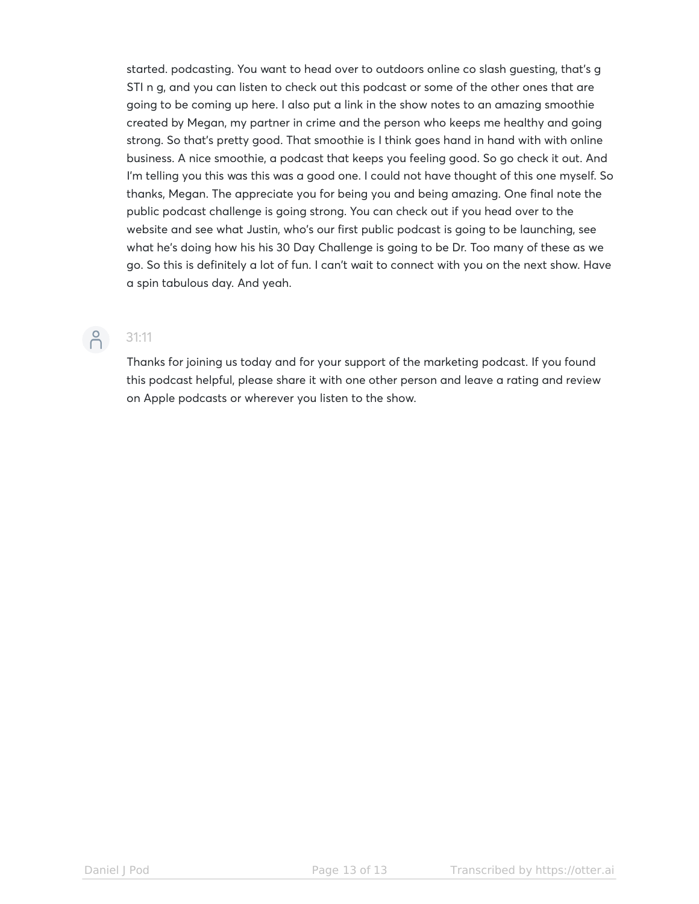started. podcasting. You want to head over to outdoors online co slash guesting, that's g STI n g, and you can listen to check out this podcast or some of the other ones that are going to be coming up here. I also put a link in the show notes to an amazing smoothie created by Megan, my partner in crime and the person who keeps me healthy and going strong. So that's pretty good. That smoothie is I think goes hand in hand with with online business. A nice smoothie, a podcast that keeps you feeling good. So go check it out. And I'm telling you this was this was a good one. I could not have thought of this one myself. So thanks, Megan. The appreciate you for being you and being amazing. One final note the public podcast challenge is going strong. You can check out if you head over to the website and see what Justin, who's our first public podcast is going to be launching, see what he's doing how his his 30 Day Challenge is going to be Dr. Too many of these as we go. So this is definitely a lot of fun. I can't wait to connect with you on the next show. Have a spin tabulous day. And yeah.

31:11

Thanks for joining us today and for your support of the marketing podcast. If you found this podcast helpful, please share it with one other person and leave a rating and review on Apple podcasts or wherever you listen to the show.